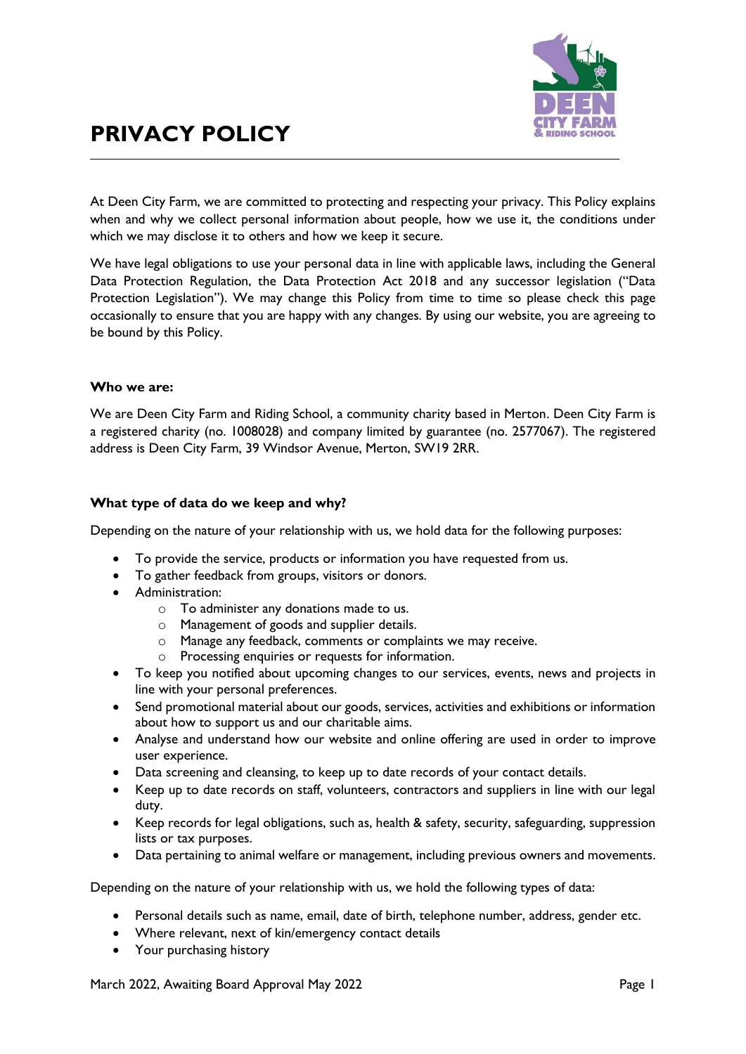# PRIVACY POLICY

At Deen City Farm, we are committed to protecting and respecting your privacy. This Policy explains when and why we collect personal information about people, how we use it, the conditions under which we may disclose it to others and how we keep it secure.

We have legal obligations to use your personal data in line with applicable laws, including the General Data Protection Regulation, the Data Protection Act 2018 and any successor legislation ("Data Protection Legislation"). We may change this Policy from time to time so please check this page occasionally to ensure that you are happy with any changes. By using our website, you are agreeing to be bound by this Policy.

**Who we are:**

We are Deen City Farm and Riding School, a community charity based in Merton. Deen City Farm is a registered charity (no. 1008028) and company limited by guarantee (no. 2577067). The registered address is Deen City Farm, 39 Windsor Avenue, Merton, SW19 2RR.

**What type of data do we keep and why?**

Depending on the nature of your relationship with us, we hold data for the following purposes:

- To provide the service, products or information you have requested from us.
- To gather feedback from groups, visitors or donors.
- Administration:
  - To administer any donations made to us.
  - Management of goods and supplier details.
  - Manage any feedback, comments or complaints we may receive.
  - Processing enquiries or requests for information.
- To keep you notified about upcoming changes to our services, events, news and projects in line with your personal preferences.
- Send promotional material about our goods, services, activities and exhibitions or information about how to support us and our charitable aims.
- Analyse and understand how our website and online offering are used in order to improve user experience.
- Data screening and cleansing, to keep up to date records of your contact details.
- Keep up to date records on staff, volunteers, contractors and suppliers in line with our legal duty.
- Keep records for legal obligations, such as, health & safety, security, safeguarding, suppression lists or tax purposes.
- Data pertaining to animal welfare or management, including previous owners and movements.

Depending on the nature of your relationship with us, we hold the following types of data:

- Personal details such as name, email, date of birth, telephone number, address, gender etc.
- Where relevant, next of kin/emergency contact details
- Your purchasing history

March 2022, Awaiting Board Approval May 2022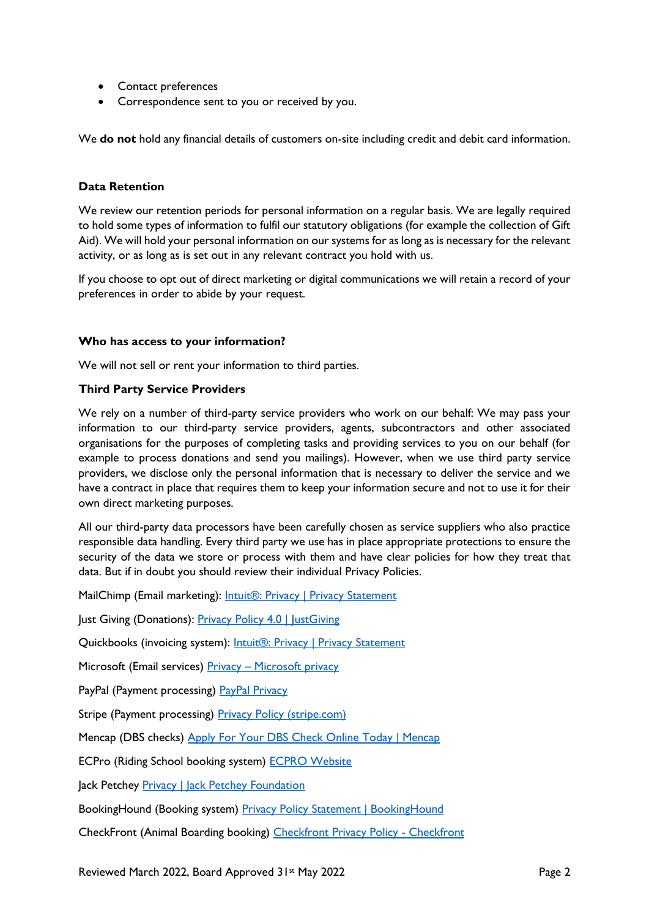- Contact preferences
- Correspondence sent to you or received by you.

We **do not** hold any financial details of customers on-site including credit and debit card information.

### Data Retention

We review our retention periods for personal information on a regular basis. We are legally required to hold some types of information to fulfil our statutory obligations (for example the collection of Gift Aid). We will hold your personal information on our systems for as long as is necessary for the relevant activity, or as long as is set out in any relevant contract you hold with us.

If you choose to opt out of direct marketing or digital communications we will retain a record of your preferences in order to abide by your request.

### Who has access to your information?

We will not sell or rent your information to third parties.

### Third Party Service Providers

We rely on a number of third-party service providers who work on our behalf: We may pass your information to our third-party service providers, agents, subcontractors and other associated organisations for the purposes of completing tasks and providing services to you on our behalf (for example to process donations and send you mailings). However, when we use third party service providers, we disclose only the personal information that is necessary to deliver the service and we have a contract in place that requires them to keep your information secure and not to use it for their own direct marketing purposes.

All our third-party data processors have been carefully chosen as service suppliers who also practice responsible data handling. Every third party we use has in place appropriate protections to ensure the security of the data we store or process with them and have clear policies for how they treat that data. But if in doubt you should review their individual Privacy Policies.

MailChimp (Email marketing): Intuit®: Privacy | Privacy Statement

Just Giving (Donations): Privacy Policy 4.0 | JustGiving

Quickbooks (invoicing system): Intuit®: Privacy | Privacy Statement

Microsoft (Email services) Privacy – Microsoft privacy

PayPal (Payment processing) PayPal Privacy

Stripe (Payment processing) Privacy Policy (stripe.com)

Mencap (DBS checks) Apply For Your DBS Check Online Today | Mencap

ECPro (Riding School booking system) ECPRO Website

Jack Petchey Privacy | Jack Petchey Foundation

BookingHound (Booking system) Privacy Policy Statement | BookingHound

CheckFront (Animal Boarding booking) Checkfront Privacy Policy - Checkfront

Reviewed March 2022, Board Approved 31st May 2022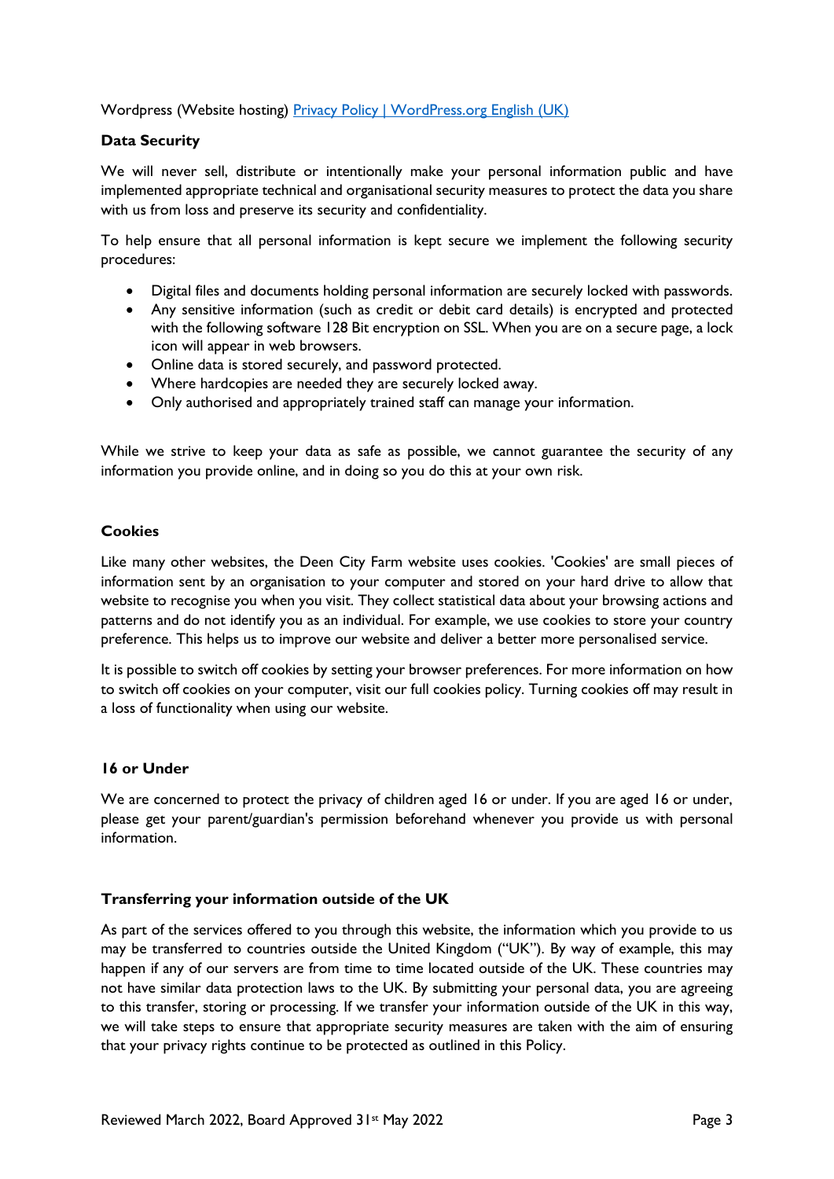Wordpress (Website hosting) [Privacy Policy | WordPress.org English (UK)]

**Data Security**

We will never sell, distribute or intentionally make your personal information public and have implemented appropriate technical and organisational security measures to protect the data you share with us from loss and preserve its security and confidentiality.

To help ensure that all personal information is kept secure we implement the following security procedures:

- Digital files and documents holding personal information are securely locked with passwords.
- Any sensitive information (such as credit or debit card details) is encrypted and protected with the following software 128 Bit encryption on SSL. When you are on a secure page, a lock icon will appear in web browsers.
- Online data is stored securely, and password protected.
- Where hardcopies are needed they are securely locked away.
- Only authorised and appropriately trained staff can manage your information.

While we strive to keep your data as safe as possible, we cannot guarantee the security of any information you provide online, and in doing so you do this at your own risk.

**Cookies**

Like many other websites, the Deen City Farm website uses cookies. 'Cookies' are small pieces of information sent by an organisation to your computer and stored on your hard drive to allow that website to recognise you when you visit. They collect statistical data about your browsing actions and patterns and do not identify you as an individual. For example, we use cookies to store your country preference. This helps us to improve our website and deliver a better more personalised service.

It is possible to switch off cookies by setting your browser preferences. For more information on how to switch off cookies on your computer, visit our full cookies policy. Turning cookies off may result in a loss of functionality when using our website.

**16 or Under**

We are concerned to protect the privacy of children aged 16 or under. If you are aged 16 or under, please get your parent/guardian's permission beforehand whenever you provide us with personal information.

**Transferring your information outside of the UK**

As part of the services offered to you through this website, the information which you provide to us may be transferred to countries outside the United Kingdom ("UK"). By way of example, this may happen if any of our servers are from time to time located outside of the UK. These countries may not have similar data protection laws to the UK. By submitting your personal data, you are agreeing to this transfer, storing or processing. If we transfer your information outside of the UK in this way, we will take steps to ensure that appropriate security measures are taken with the aim of ensuring that your privacy rights continue to be protected as outlined in this Policy.

Reviewed March 2022, Board Approved 31st May 2022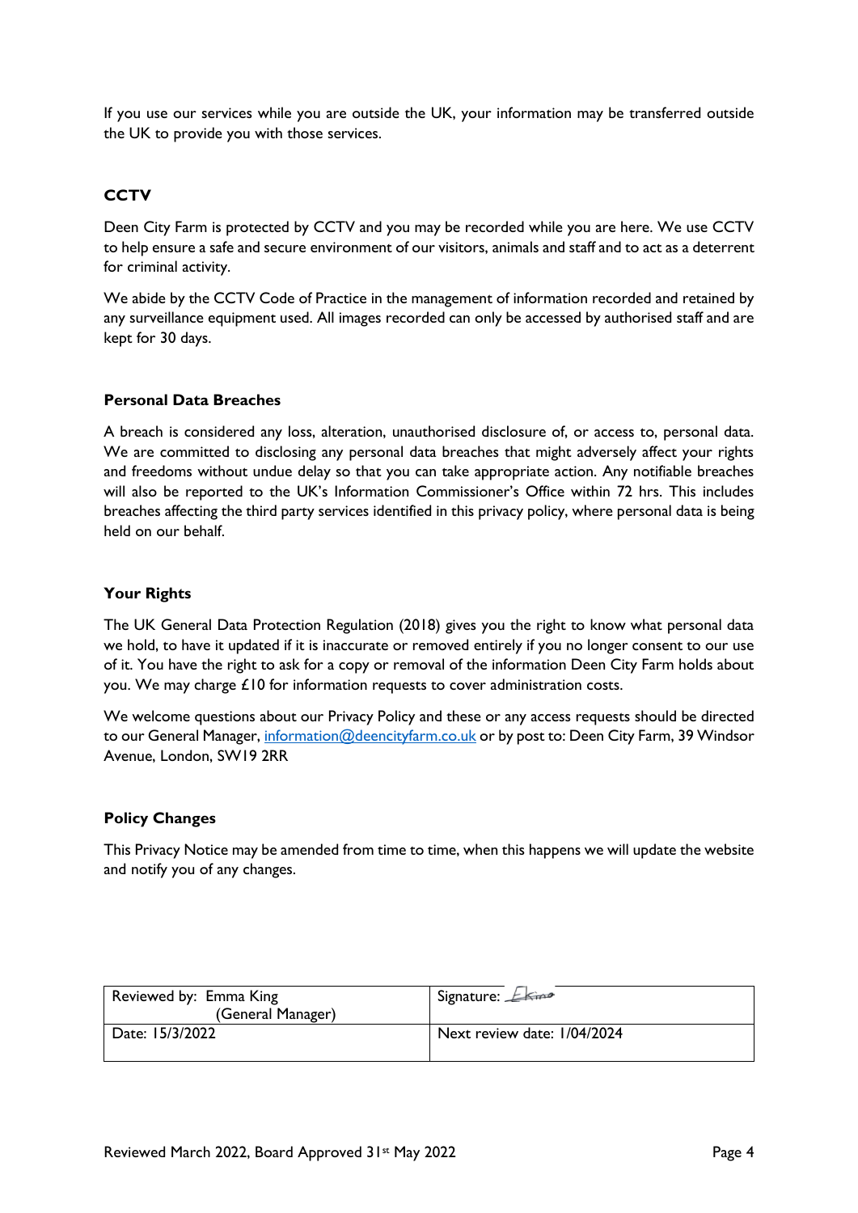If you use our services while you are outside the UK, your information may be transferred outside the UK to provide you with those services.

## CCTV

Deen City Farm is protected by CCTV and you may be recorded while you are here. We use CCTV to help ensure a safe and secure environment of our visitors, animals and staff and to act as a deterrent for criminal activity.

We abide by the CCTV Code of Practice in the management of information recorded and retained by any surveillance equipment used. All images recorded can only be accessed by authorised staff and are kept for 30 days.

## Personal Data Breaches

A breach is considered any loss, alteration, unauthorised disclosure of, or access to, personal data. We are committed to disclosing any personal data breaches that might adversely affect your rights and freedoms without undue delay so that you can take appropriate action. Any notifiable breaches will also be reported to the UK's Information Commissioner's Office within 72 hrs. This includes breaches affecting the third party services identified in this privacy policy, where personal data is being held on our behalf.

## Your Rights

The UK General Data Protection Regulation (2018) gives you the right to know what personal data we hold, to have it updated if it is inaccurate or removed entirely if you no longer consent to our use of it. You have the right to ask for a copy or removal of the information Deen City Farm holds about you. We may charge £10 for information requests to cover administration costs.

We welcome questions about our Privacy Policy and these or any access requests should be directed to our General Manager, information@deencityfarm.co.uk or by post to: Deen City Farm, 39 Windsor Avenue, London, SW19 2RR

## Policy Changes

This Privacy Notice may be amended from time to time, when this happens we will update the website and notify you of any changes.

| | |
|---|---|
| Reviewed by: Emma King (General Manager) | Signature: EKing |
| Date: 15/3/2022 | Next review date: 1/04/2024 |

Reviewed March 2022, Board Approved 31st May 2022